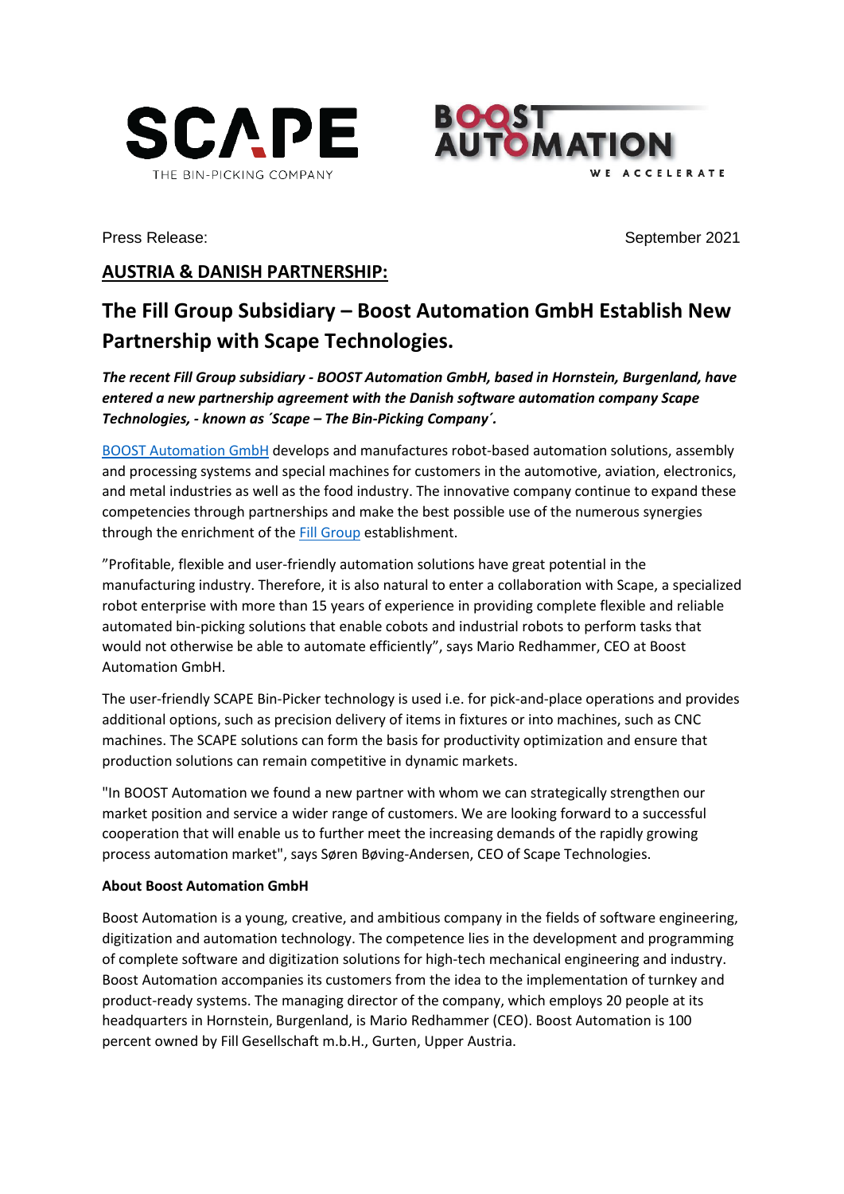SCAPE
THE BIN-PICKING COMPANY

BOOST AUTOMATION
WE ACCELERATE

Press Release: September 2021

## AUSTRIA & DANISH PARTNERSHIP:

# The Fill Group Subsidiary – Boost Automation GmbH Establish New Partnership with Scape Technologies.

***The recent Fill Group subsidiary - BOOST Automation GmbH, based in Hornstein, Burgenland, have entered a new partnership agreement with the Danish software automation company Scape Technologies, - known as ´Scape – The Bin-Picking Company´.***

BOOST Automation GmbH develops and manufactures robot-based automation solutions, assembly and processing systems and special machines for customers in the automotive, aviation, electronics, and metal industries as well as the food industry. The innovative company continue to expand these competencies through partnerships and make the best possible use of the numerous synergies through the enrichment of the Fill Group establishment.

"Profitable, flexible and user-friendly automation solutions have great potential in the manufacturing industry. Therefore, it is also natural to enter a collaboration with Scape, a specialized robot enterprise with more than 15 years of experience in providing complete flexible and reliable automated bin-picking solutions that enable cobots and industrial robots to perform tasks that would not otherwise be able to automate efficiently", says Mario Redhammer, CEO at Boost Automation GmbH.

The user-friendly SCAPE Bin-Picker technology is used i.e. for pick-and-place operations and provides additional options, such as precision delivery of items in fixtures or into machines, such as CNC machines. The SCAPE solutions can form the basis for productivity optimization and ensure that production solutions can remain competitive in dynamic markets.

"In BOOST Automation we found a new partner with whom we can strategically strengthen our market position and service a wider range of customers. We are looking forward to a successful cooperation that will enable us to further meet the increasing demands of the rapidly growing process automation market", says Søren Bøving-Andersen, CEO of Scape Technologies.

**About Boost Automation GmbH**

Boost Automation is a young, creative, and ambitious company in the fields of software engineering, digitization and automation technology. The competence lies in the development and programming of complete software and digitization solutions for high-tech mechanical engineering and industry. Boost Automation accompanies its customers from the idea to the implementation of turnkey and product-ready systems. The managing director of the company, which employs 20 people at its headquarters in Hornstein, Burgenland, is Mario Redhammer (CEO). Boost Automation is 100 percent owned by Fill Gesellschaft m.b.H., Gurten, Upper Austria.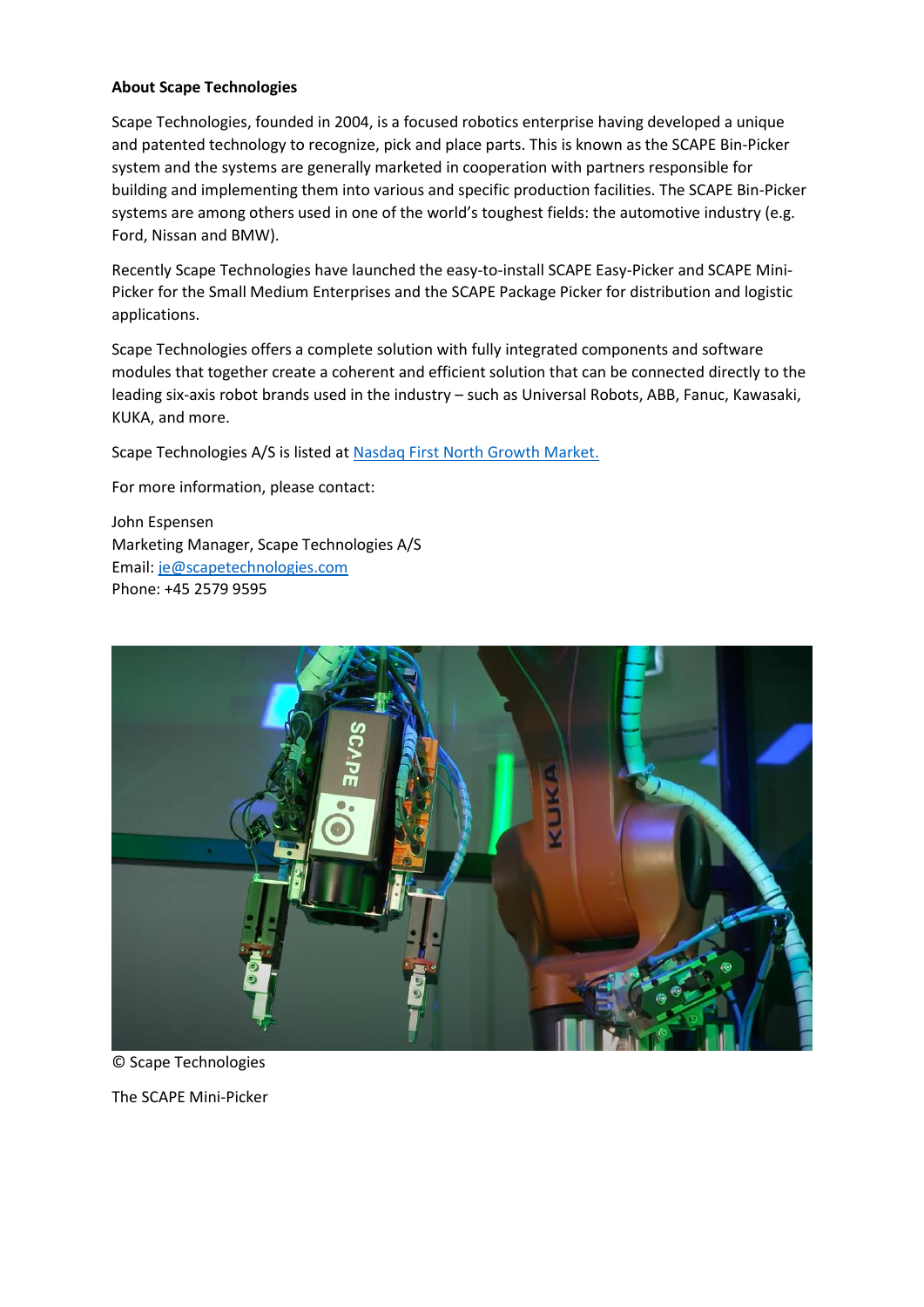**About Scape Technologies**

Scape Technologies, founded in 2004, is a focused robotics enterprise having developed a unique and patented technology to recognize, pick and place parts. This is known as the SCAPE Bin-Picker system and the systems are generally marketed in cooperation with partners responsible for building and implementing them into various and specific production facilities. The SCAPE Bin-Picker systems are among others used in one of the world's toughest fields: the automotive industry (e.g. Ford, Nissan and BMW).

Recently Scape Technologies have launched the easy-to-install SCAPE Easy-Picker and SCAPE Mini-Picker for the Small Medium Enterprises and the SCAPE Package Picker for distribution and logistic applications.

Scape Technologies offers a complete solution with fully integrated components and software modules that together create a coherent and efficient solution that can be connected directly to the leading six-axis robot brands used in the industry – such as Universal Robots, ABB, Fanuc, Kawasaki, KUKA, and more.

Scape Technologies A/S is listed at [Nasdaq First North Growth Market.]()

For more information, please contact:

John Espensen
Marketing Manager, Scape Technologies A/S
Email: [je@scapetechnologies.com](mailto:je@scapetechnologies.com)
Phone: +45 2579 9595

© Scape Technologies

The SCAPE Mini-Picker